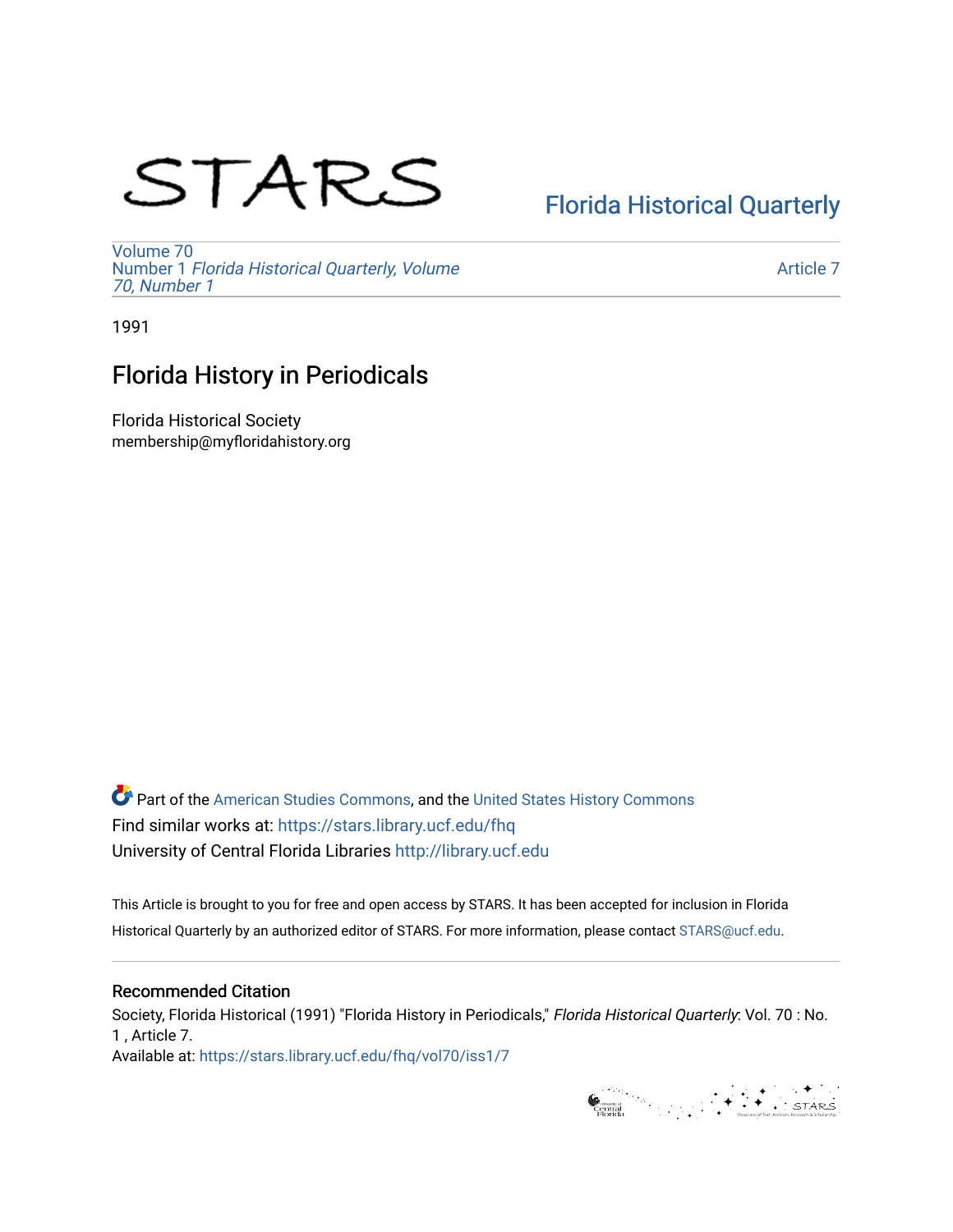STARS

Florida Historical Quarterly

Volume 70
Number 1 *Florida Historical Quarterly, Volume 70, Number 1*

Article 7

1991

# Florida History in Periodicals

Florida Historical Society
membership@myfloridahistory.org

Part of the American Studies Commons, and the United States History Commons
Find similar works at: https://stars.library.ucf.edu/fhq
University of Central Florida Libraries http://library.ucf.edu

This Article is brought to you for free and open access by STARS. It has been accepted for inclusion in Florida Historical Quarterly by an authorized editor of STARS. For more information, please contact STARS@ucf.edu.

## Recommended Citation

Society, Florida Historical (1991) "Florida History in Periodicals," *Florida Historical Quarterly*: Vol. 70 : No. 1 , Article 7.
Available at: https://stars.library.ucf.edu/fhq/vol70/iss1/7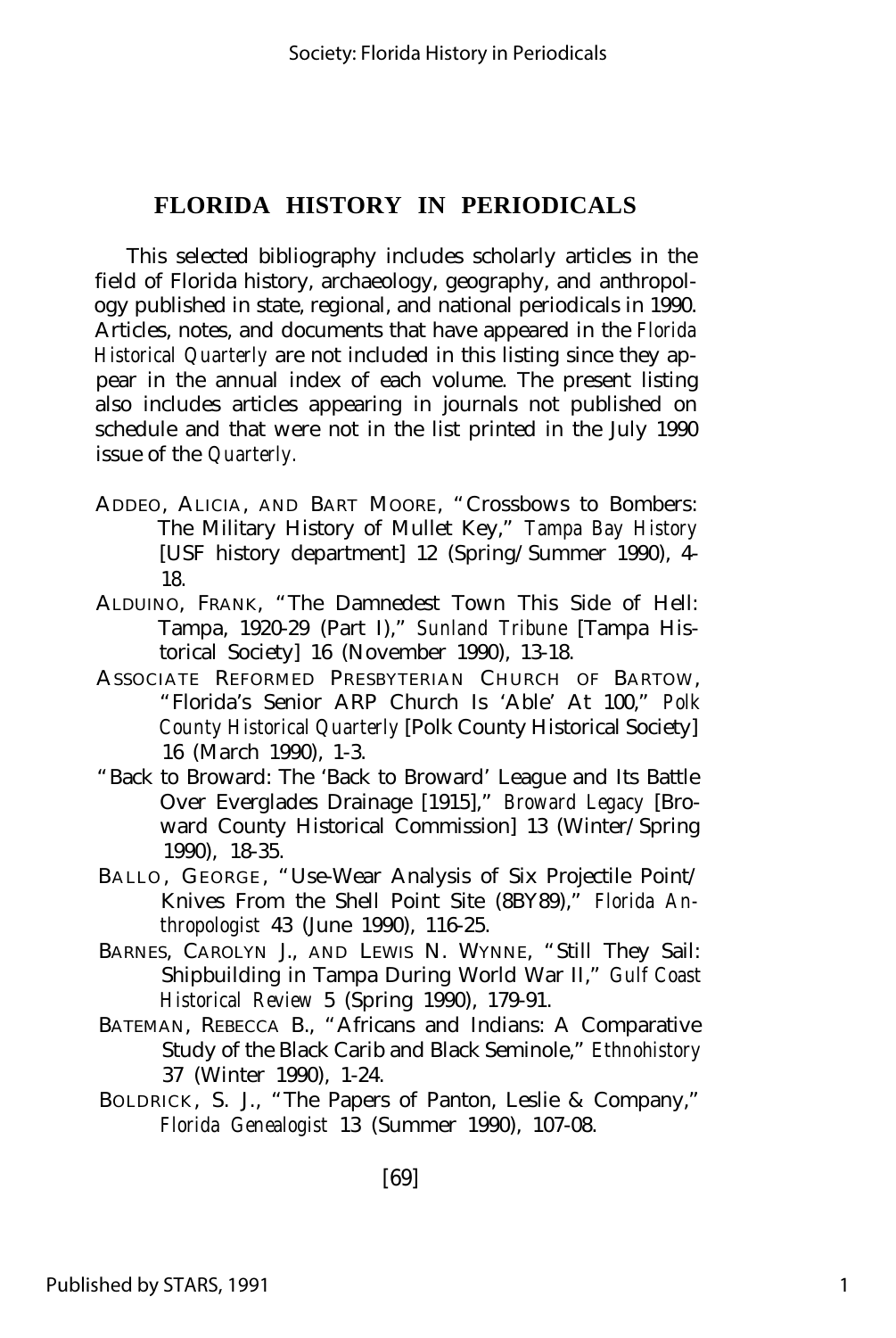## FLORIDA HISTORY IN PERIODICALS

This selected bibliography includes scholarly articles in the field of Florida history, archaeology, geography, and anthropology published in state, regional, and national periodicals in 1990. Articles, notes, and documents that have appeared in the *Florida Historical Quarterly* are not included in this listing since they appear in the annual index of each volume. The present listing also includes articles appearing in journals not published on schedule and that were not in the list printed in the July 1990 issue of the *Quarterly.*

ADDEO, ALICIA, AND BART MOORE, "Crossbows to Bombers: The Military History of Mullet Key," *Tampa Bay History* [USF history department] 12 (Spring/Summer 1990), 4-18.

ALDUINO, FRANK, "The Damnedest Town This Side of Hell: Tampa, 1920-29 (Part I)," *Sunland Tribune* [Tampa Historical Society] 16 (November 1990), 13-18.

ASSOCIATE REFORMED PRESBYTERIAN CHURCH OF BARTOW, "Florida's Senior ARP Church Is 'Able' At 100," *Polk County Historical Quarterly* [Polk County Historical Society] 16 (March 1990), 1-3.

"Back to Broward: The 'Back to Broward' League and Its Battle Over Everglades Drainage [1915]," *Broward Legacy* [Broward County Historical Commission] 13 (Winter/Spring 1990), 18-35.

BALLO, GEORGE, "Use-Wear Analysis of Six Projectile Point/Knives From the Shell Point Site (8BY89)," *Florida Anthropologist* 43 (June 1990), 116-25.

BARNES, CAROLYN J., AND LEWIS N. WYNNE, "Still They Sail: Shipbuilding in Tampa During World War II," *Gulf Coast Historical Review* 5 (Spring 1990), 179-91.

BATEMAN, REBECCA B., "Africans and Indians: A Comparative Study of the Black Carib and Black Seminole," *Ethnohistory* 37 (Winter 1990), 1-24.

BOLDRICK, S. J., "The Papers of Panton, Leslie & Company," *Florida Genealogist* 13 (Summer 1990), 107-08.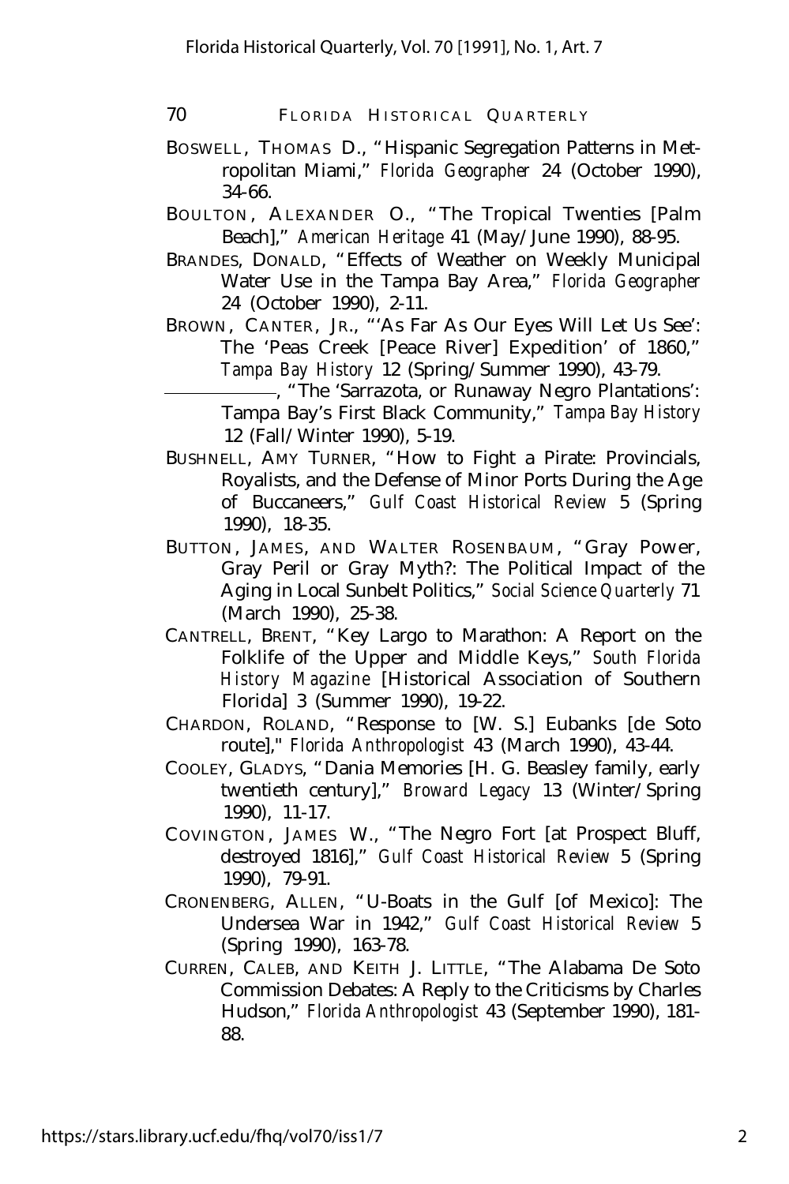BOSWELL, THOMAS D., "Hispanic Segregation Patterns in Metropolitan Miami," *Florida Geographer* 24 (October 1990), 34-66.

BOULTON, ALEXANDER O., "The Tropical Twenties [Palm Beach]," *American Heritage* 41 (May/June 1990), 88-95.

BRANDES, DONALD, "Effects of Weather on Weekly Municipal Water Use in the Tampa Bay Area," *Florida Geographer* 24 (October 1990), 2-11.

BROWN, CANTER, JR., "'As Far As Our Eyes Will Let Us See': The 'Peas Creek [Peace River] Expedition' of 1860," *Tampa Bay History* 12 (Spring/Summer 1990), 43-79.

———, "The 'Sarrazota, or Runaway Negro Plantations': Tampa Bay's First Black Community," *Tampa Bay History* 12 (Fall/Winter 1990), 5-19.

BUSHNELL, AMY TURNER, "How to Fight a Pirate: Provincials, Royalists, and the Defense of Minor Ports During the Age of Buccaneers," *Gulf Coast Historical Review* 5 (Spring 1990), 18-35.

BUTTON, JAMES, AND WALTER ROSENBAUM, "Gray Power, Gray Peril or Gray Myth?: The Political Impact of the Aging in Local Sunbelt Politics," *Social Science Quarterly* 71 (March 1990), 25-38.

CANTRELL, BRENT, "Key Largo to Marathon: A Report on the Folklife of the Upper and Middle Keys," *South Florida History Magazine* [Historical Association of Southern Florida] 3 (Summer 1990), 19-22.

CHARDON, ROLAND, "Response to [W. S.] Eubanks [de Soto route]," *Florida Anthropologist* 43 (March 1990), 43-44.

COOLEY, GLADYS, "Dania Memories [H. G. Beasley family, early twentieth century]," *Broward Legacy* 13 (Winter/Spring 1990), 11-17.

COVINGTON, JAMES W., "The Negro Fort [at Prospect Bluff, destroyed 1816]," *Gulf Coast Historical Review* 5 (Spring 1990), 79-91.

CRONENBERG, ALLEN, "U-Boats in the Gulf [of Mexico]: The Undersea War in 1942," *Gulf Coast Historical Review* 5 (Spring 1990), 163-78.

CURREN, CALEB, AND KEITH J. LITTLE, "The Alabama De Soto Commission Debates: A Reply to the Criticisms by Charles Hudson," *Florida Anthropologist* 43 (September 1990), 181-88.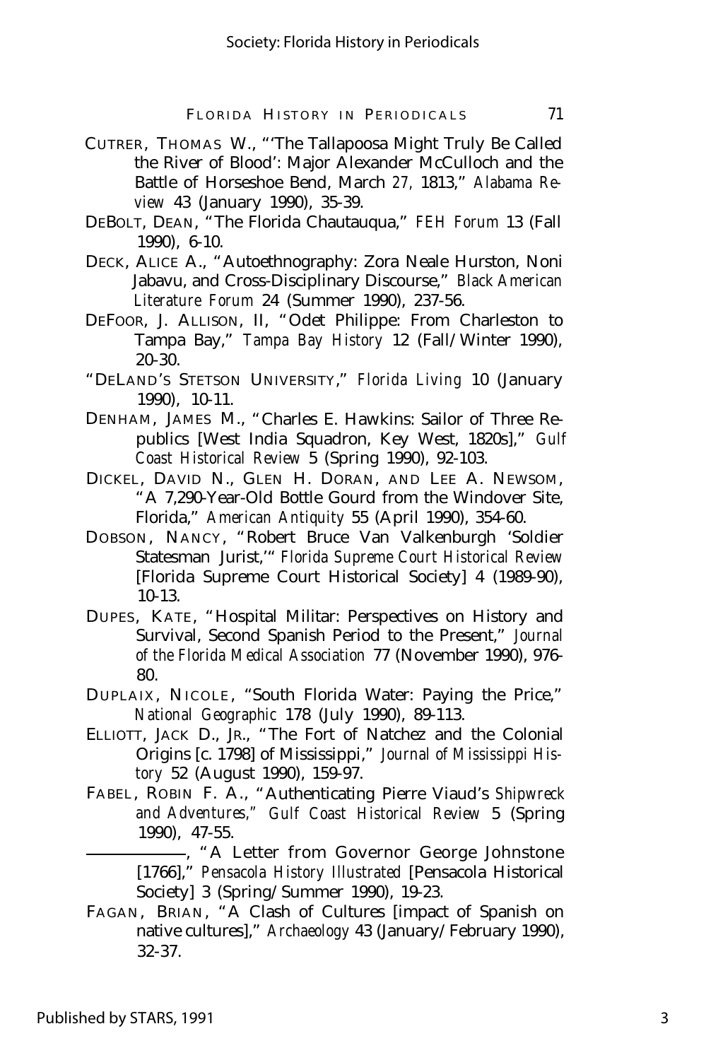CUTRER, THOMAS W., "'The Tallapoosa Might Truly Be Called the River of Blood': Major Alexander McCulloch and the Battle of Horseshoe Bend, March 27, 1813," *Alabama Review* 43 (January 1990), 35-39.

DEBOLT, DEAN, "The Florida Chautauqua," *FEH Forum* 13 (Fall 1990), 6-10.

DECK, ALICE A., "Autoethnography: Zora Neale Hurston, Noni Jabavu, and Cross-Disciplinary Discourse," *Black American Literature Forum* 24 (Summer 1990), 237-56.

DEFOOR, J. ALLISON, II, "Odet Philippe: From Charleston to Tampa Bay," *Tampa Bay History* 12 (Fall/Winter 1990), 20-30.

"DELAND'S STETSON UNIVERSITY," *Florida Living* 10 (January 1990), 10-11.

DENHAM, JAMES M., "Charles E. Hawkins: Sailor of Three Republics [West India Squadron, Key West, 1820s]," *Gulf Coast Historical Review* 5 (Spring 1990), 92-103.

DICKEL, DAVID N., GLEN H. DORAN, AND LEE A. NEWSOM, "A 7,290-Year-Old Bottle Gourd from the Windover Site, Florida," *American Antiquity* 55 (April 1990), 354-60.

DOBSON, NANCY, "Robert Bruce Van Valkenburgh 'Soldier Statesman Jurist,'" *Florida Supreme Court Historical Review* [Florida Supreme Court Historical Society] 4 (1989-90), 10-13.

DUPES, KATE, "Hospital Militar: Perspectives on History and Survival, Second Spanish Period to the Present," *Journal of the Florida Medical Association* 77 (November 1990), 976-80.

DUPLAIX, NICOLE, "South Florida Water: Paying the Price," *National Geographic* 178 (July 1990), 89-113.

ELLIOTT, JACK D., JR., "The Fort of Natchez and the Colonial Origins [c. 1798] of Mississippi," *Journal of Mississippi History* 52 (August 1990), 159-97.

FABEL, ROBIN F. A., "Authenticating Pierre Viaud's *Shipwreck and Adventures*," *Gulf Coast Historical Review* 5 (Spring 1990), 47-55.

———, "A Letter from Governor George Johnstone [1766]," *Pensacola History Illustrated* [Pensacola Historical Society] 3 (Spring/Summer 1990), 19-23.

FAGAN, BRIAN, "A Clash of Cultures [impact of Spanish on native cultures]," *Archaeology* 43 (January/February 1990), 32-37.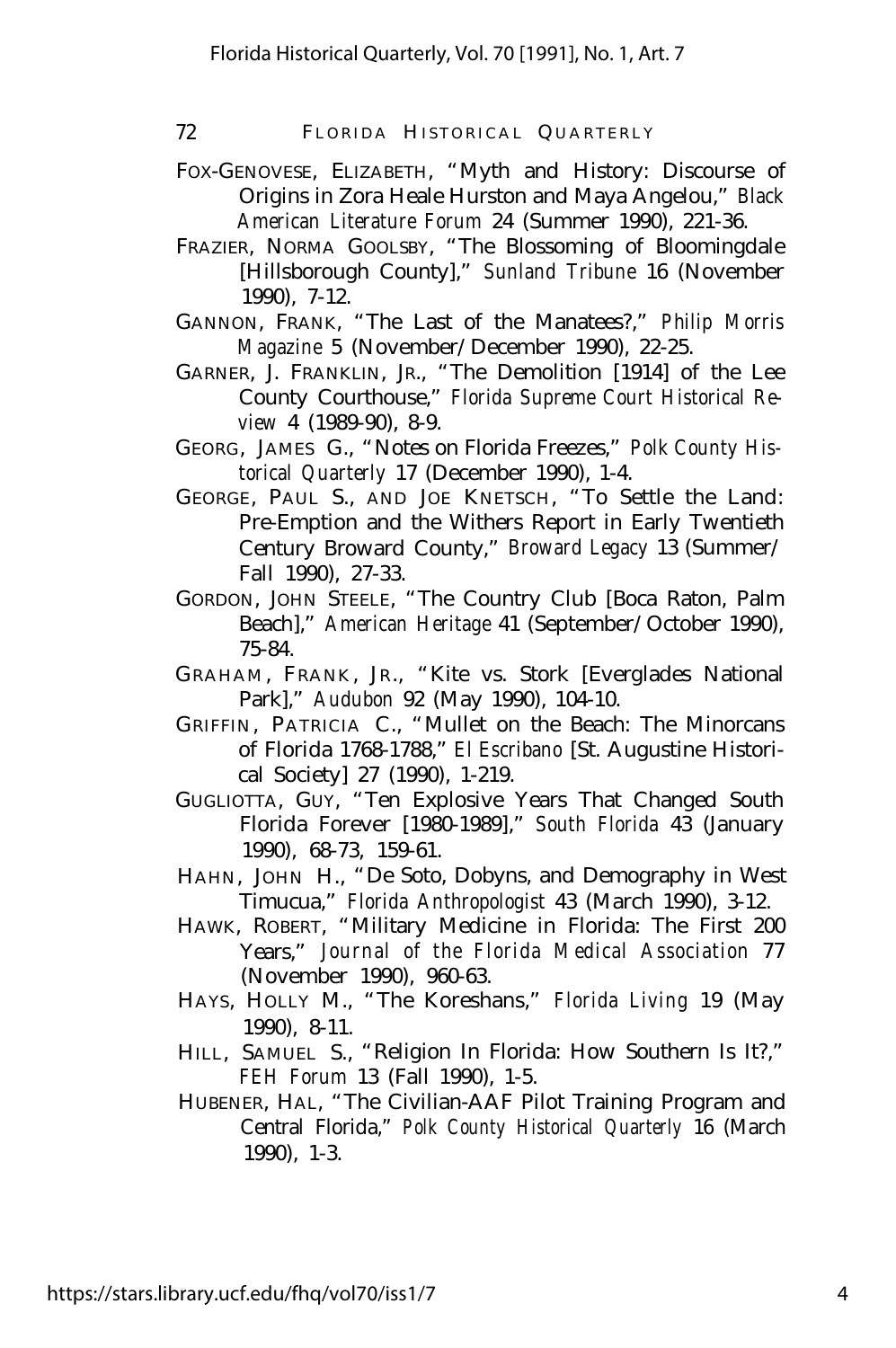FOX-GENOVESE, ELIZABETH, "Myth and History: Discourse of Origins in Zora Heale Hurston and Maya Angelou," *Black American Literature Forum* 24 (Summer 1990), 221-36.

FRAZIER, NORMA GOOLSBY, "The Blossoming of Bloomingdale [Hillsborough County]," *Sunland Tribune* 16 (November 1990), 7-12.

GANNON, FRANK, "The Last of the Manatees?," *Philip Morris Magazine* 5 (November/December 1990), 22-25.

GARNER, J. FRANKLIN, JR., "The Demolition [1914] of the Lee County Courthouse," *Florida Supreme Court Historical Review* 4 (1989-90), 8-9.

GEORG, JAMES G., "Notes on Florida Freezes," *Polk County Historical Quarterly* 17 (December 1990), 1-4.

GEORGE, PAUL S., AND JOE KNETSCH, "To Settle the Land: Pre-Emption and the Withers Report in Early Twentieth Century Broward County," *Broward Legacy* 13 (Summer/Fall 1990), 27-33.

GORDON, JOHN STEELE, "The Country Club [Boca Raton, Palm Beach]," *American Heritage* 41 (September/October 1990), 75-84.

GRAHAM, FRANK, JR., "Kite vs. Stork [Everglades National Park]," *Audubon* 92 (May 1990), 104-10.

GRIFFIN, PATRICIA C., "Mullet on the Beach: The Minorcans of Florida 1768-1788," *El Escribano* [St. Augustine Historical Society] 27 (1990), 1-219.

GUGLIOTTA, GUY, "Ten Explosive Years That Changed South Florida Forever [1980-1989]," *South Florida* 43 (January 1990), 68-73, 159-61.

HAHN, JOHN H., "De Soto, Dobyns, and Demography in West Timucua," *Florida Anthropologist* 43 (March 1990), 3-12.

HAWK, ROBERT, "Military Medicine in Florida: The First 200 Years," *Journal of the Florida Medical Association* 77 (November 1990), 960-63.

HAYS, HOLLY M., "The Koreshans," *Florida Living* 19 (May 1990), 8-11.

HILL, SAMUEL S., "Religion In Florida: How Southern Is It?," *FEH Forum* 13 (Fall 1990), 1-5.

HUBENER, HAL, "The Civilian-AAF Pilot Training Program and Central Florida," *Polk County Historical Quarterly* 16 (March 1990), 1-3.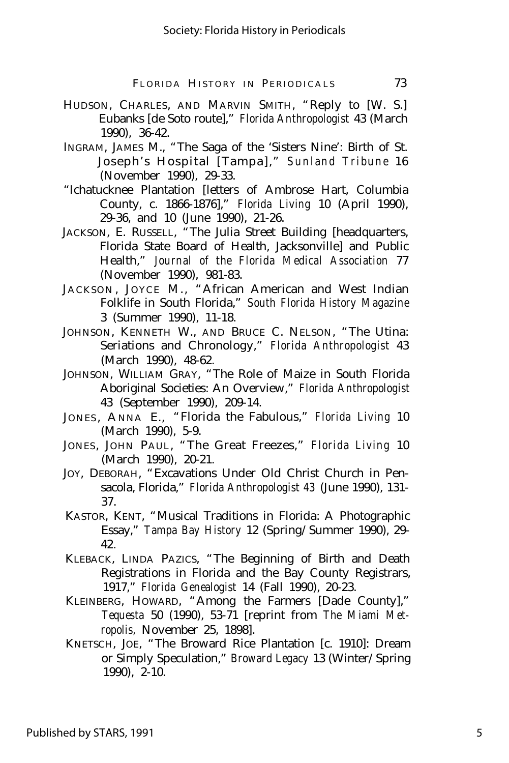HUDSON, CHARLES, AND MARVIN SMITH, "Reply to [W. S.] Eubanks [de Soto route]," *Florida Anthropologist* 43 (March 1990), 36-42.

INGRAM, JAMES M., "The Saga of the 'Sisters Nine': Birth of St. Joseph's Hospital [Tampa]," *Sunland Tribune* 16 (November 1990), 29-33.

"Ichatucknee Plantation [letters of Ambrose Hart, Columbia County, c. 1866-1876]," *Florida Living* 10 (April 1990), 29-36, and 10 (June 1990), 21-26.

JACKSON, E. RUSSELL, "The Julia Street Building [headquarters, Florida State Board of Health, Jacksonville] and Public Health," *Journal of the Florida Medical Association* 77 (November 1990), 981-83.

JACKSON, JOYCE M., "African American and West Indian Folklife in South Florida," *South Florida History Magazine* 3 (Summer 1990), 11-18.

JOHNSON, KENNETH W., AND BRUCE C. NELSON, "The Utina: Seriations and Chronology," *Florida Anthropologist* 43 (March 1990), 48-62.

JOHNSON, WILLIAM GRAY, "The Role of Maize in South Florida Aboriginal Societies: An Overview," *Florida Anthropologist* 43 (September 1990), 209-14.

JONES, ANNA E., "Florida the Fabulous," *Florida Living* 10 (March 1990), 5-9.

JONES, JOHN PAUL, "The Great Freezes," *Florida Living* 10 (March 1990), 20-21.

JOY, DEBORAH, "Excavations Under Old Christ Church in Pensacola, Florida," *Florida Anthropologist 43* (June 1990), 131-37.

KASTOR, KENT, "Musical Traditions in Florida: A Photographic Essay," *Tampa Bay History* 12 (Spring/Summer 1990), 29-42.

KLEBACK, LINDA PAZICS, "The Beginning of Birth and Death Registrations in Florida and the Bay County Registrars, 1917," *Florida Genealogist* 14 (Fall 1990), 20-23.

KLEINBERG, HOWARD, "Among the Farmers [Dade County]," *Tequesta* 50 (1990), 53-71 [reprint from *The Miami Metropolis,* November 25, 1898].

KNETSCH, JOE, "The Broward Rice Plantation [c. 1910]: Dream or Simply Speculation," *Broward Legacy* 13 (Winter/Spring 1990), 2-10.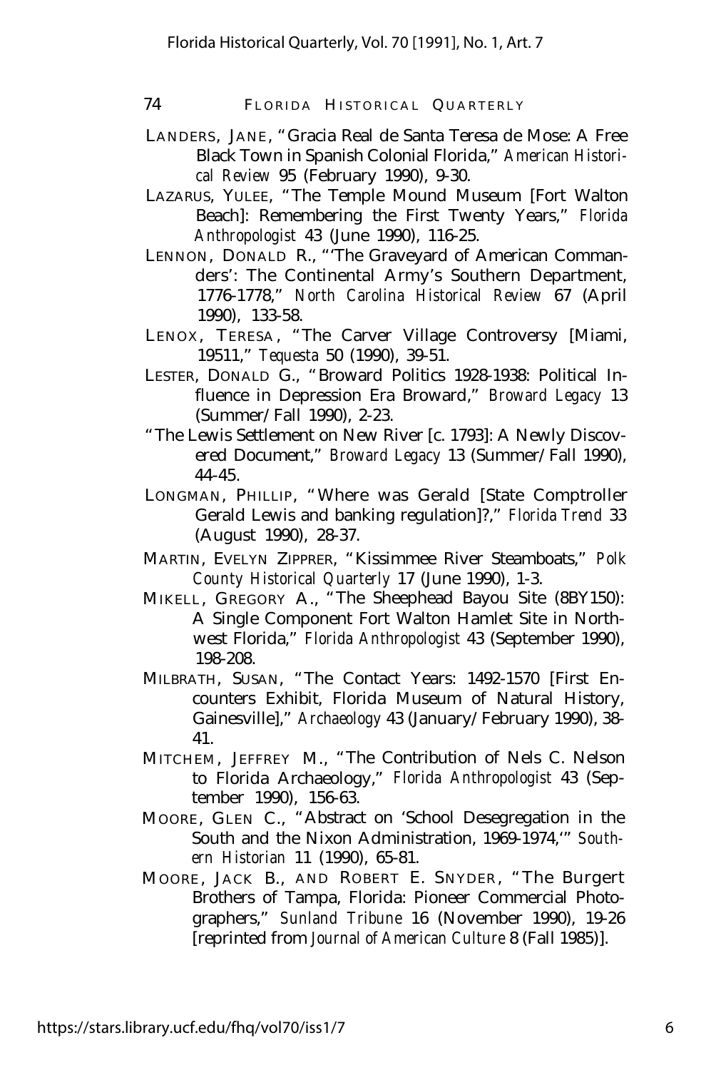LANDERS, JANE, "Gracia Real de Santa Teresa de Mose: A Free Black Town in Spanish Colonial Florida," *American Historical Review* 95 (February 1990), 9-30.

LAZARUS, YULEE, "The Temple Mound Museum [Fort Walton Beach]: Remembering the First Twenty Years," *Florida Anthropologist* 43 (June 1990), 116-25.

LENNON, DONALD R., "'The Graveyard of American Commanders': The Continental Army's Southern Department, 1776-1778," *North Carolina Historical Review* 67 (April 1990), 133-58.

LENOX, TERESA, "The Carver Village Controversy [Miami, 19511," *Tequesta* 50 (1990), 39-51.

LESTER, DONALD G., "Broward Politics 1928-1938: Political Influence in Depression Era Broward," *Broward Legacy* 13 (Summer/Fall 1990), 2-23.

"The Lewis Settlement on New River [c. 1793]: A Newly Discovered Document," *Broward Legacy* 13 (Summer/Fall 1990), 44-45.

LONGMAN, PHILLIP, "Where was Gerald [State Comptroller Gerald Lewis and banking regulation]?," *Florida Trend* 33 (August 1990), 28-37.

MARTIN, EVELYN ZIPPRER, "Kissimmee River Steamboats," *Polk County Historical Quarterly* 17 (June 1990), 1-3.

MIKELL, GREGORY A., "The Sheephead Bayou Site (8BY150): A Single Component Fort Walton Hamlet Site in Northwest Florida," *Florida Anthropologist* 43 (September 1990), 198-208.

MILBRATH, SUSAN, "The Contact Years: 1492-1570 [First Encounters Exhibit, Florida Museum of Natural History, Gainesville]," *Archaeology* 43 (January/February 1990), 38-41.

MITCHEM, JEFFREY M., "The Contribution of Nels C. Nelson to Florida Archaeology," *Florida Anthropologist* 43 (September 1990), 156-63.

MOORE, GLEN C., "Abstract on 'School Desegregation in the South and the Nixon Administration, 1969-1974,'" *Southern Historian* 11 (1990), 65-81.

MOORE, JACK B., AND ROBERT E. SNYDER, "The Burgert Brothers of Tampa, Florida: Pioneer Commercial Photographers," *Sunland Tribune* 16 (November 1990), 19-26 [reprinted from *Journal of American Culture* 8 (Fall 1985)].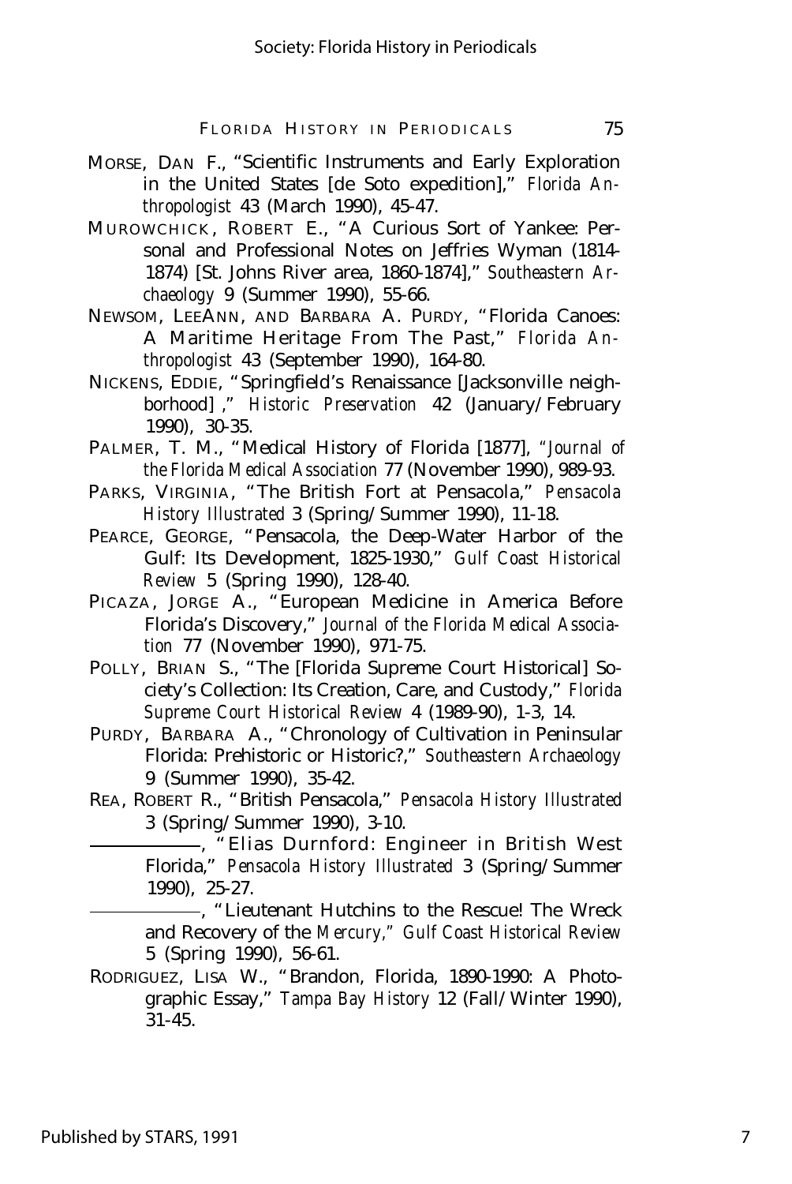MORSE, DAN F., "Scientific Instruments and Early Exploration in the United States [de Soto expedition]," *Florida Anthropologist* 43 (March 1990), 45-47.

MUROWCHICK, ROBERT E., "A Curious Sort of Yankee: Personal and Professional Notes on Jeffries Wyman (1814-1874) [St. Johns River area, 1860-1874]," *Southeastern Archaeology* 9 (Summer 1990), 55-66.

NEWSOM, LEEANN, AND BARBARA A. PURDY, "Florida Canoes: A Maritime Heritage From The Past," *Florida Anthropologist* 43 (September 1990), 164-80.

NICKENS, EDDIE, "Springfield's Renaissance [Jacksonville neighborhood]," *Historic Preservation* 42 (January/February 1990), 30-35.

PALMER, T. M., "Medical History of Florida [1877], *Journal of the Florida Medical Association* 77 (November 1990), 989-93.

PARKS, VIRGINIA, "The British Fort at Pensacola," *Pensacola History Illustrated* 3 (Spring/Summer 1990), 11-18.

PEARCE, GEORGE, "Pensacola, the Deep-Water Harbor of the Gulf: Its Development, 1825-1930," *Gulf Coast Historical Review* 5 (Spring 1990), 128-40.

PICAZA, JORGE A., "European Medicine in America Before Florida's Discovery," *Journal of the Florida Medical Association* 77 (November 1990), 971-75.

POLLY, BRIAN S., "The [Florida Supreme Court Historical] Society's Collection: Its Creation, Care, and Custody," *Florida Supreme Court Historical Review* 4 (1989-90), 1-3, 14.

PURDY, BARBARA A., "Chronology of Cultivation in Peninsular Florida: Prehistoric or Historic?," *Southeastern Archaeology* 9 (Summer 1990), 35-42.

REA, ROBERT R., "British Pensacola," *Pensacola History Illustrated* 3 (Spring/Summer 1990), 3-10.

———, "Elias Durnford: Engineer in British West Florida," *Pensacola History Illustrated* 3 (Spring/Summer 1990), 25-27.

———, "Lieutenant Hutchins to the Rescue! The Wreck and Recovery of the *Mercury*," *Gulf Coast Historical Review* 5 (Spring 1990), 56-61.

RODRIGUEZ, LISA W., "Brandon, Florida, 1890-1990: A Photographic Essay," *Tampa Bay History* 12 (Fall/Winter 1990), 31-45.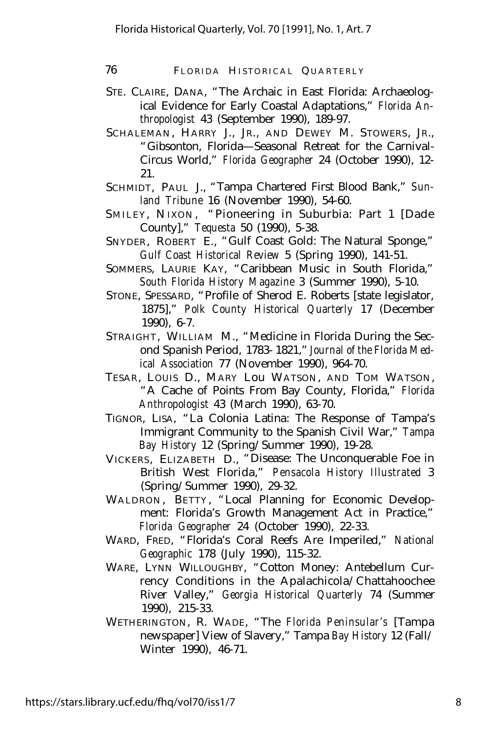STE. CLAIRE, DANA, "The Archaic in East Florida: Archaeological Evidence for Early Coastal Adaptations," *Florida Anthropologist* 43 (September 1990), 189-97.

SCHALEMAN, HARRY J., JR., AND DEWEY M. STOWERS, JR., "Gibsonton, Florida—Seasonal Retreat for the Carnival-Circus World," *Florida Geographer* 24 (October 1990), 12-21.

SCHMIDT, PAUL J., "Tampa Chartered First Blood Bank," *Sunland Tribune* 16 (November 1990), 54-60.

SMILEY, NIXON, "Pioneering in Suburbia: Part 1 [Dade County]," *Tequesta* 50 (1990), 5-38.

SNYDER, ROBERT E., "Gulf Coast Gold: The Natural Sponge," *Gulf Coast Historical Review* 5 (Spring 1990), 141-51.

SOMMERS, LAURIE KAY, "Caribbean Music in South Florida," *South Florida History Magazine* 3 (Summer 1990), 5-10.

STONE, SPESSARD, "Profile of Sherod E. Roberts [state legislator, 1875]," *Polk County Historical Quarterly* 17 (December 1990), 6-7.

STRAIGHT, WILLIAM M., "Medicine in Florida During the Second Spanish Period, 1783-1821," *Journal of the Florida Medical Association* 77 (November 1990), 964-70.

TESAR, LOUIS D., MARY LOU WATSON, AND TOM WATSON, "A Cache of Points From Bay County, Florida," *Florida Anthropologist* 43 (March 1990), 63-70.

TIGNOR, LISA, "La Colonia Latina: The Response of Tampa's Immigrant Community to the Spanish Civil War," *Tampa Bay History* 12 (Spring/Summer 1990), 19-28.

VICKERS, ELIZABETH D., "Disease: The Unconquerable Foe in British West Florida," *Pensacola History Illustrated* 3 (Spring/Summer 1990), 29-32.

WALDRON, BETTY, "Local Planning for Economic Development: Florida's Growth Management Act in Practice," *Florida Geographer* 24 (October 1990), 22-33.

WARD, FRED, "Florida's Coral Reefs Are Imperiled," *National Geographic* 178 (July 1990), 115-32.

WARE, LYNN WILLOUGHBY, "Cotton Money: Antebellum Currency Conditions in the Apalachicola/Chattahoochee River Valley," *Georgia Historical Quarterly* 74 (Summer 1990), 215-33.

WETHERINGTON, R. WADE, "The *Florida Peninsular's* [Tampa newspaper] View of Slavery," Tampa *Bay History* 12 (Fall/Winter 1990), 46-71.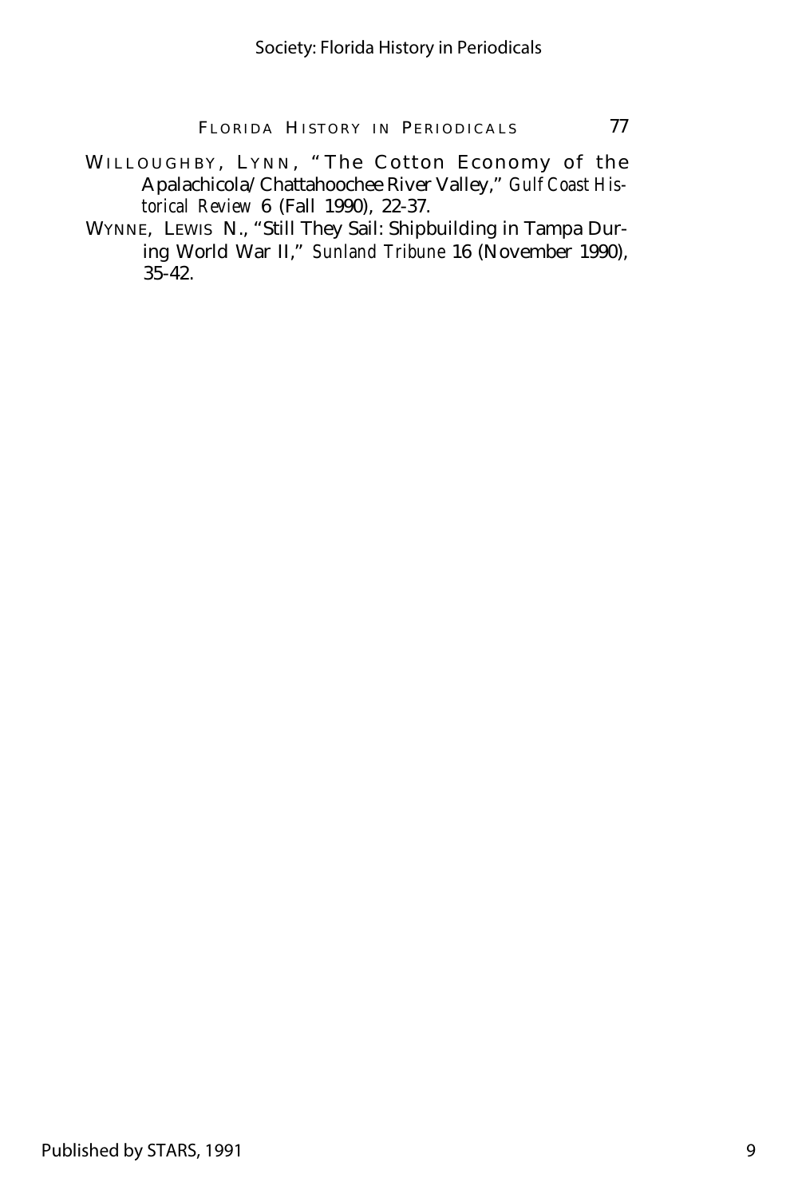WILLOUGHBY, LYNN, "The Cotton Economy of the Apalachicola/Chattahoochee River Valley," *Gulf Coast Historical Review* 6 (Fall 1990), 22-37.

WYNNE, LEWIS N., "Still They Sail: Shipbuilding in Tampa During World War II," *Sunland Tribune* 16 (November 1990), 35-42.